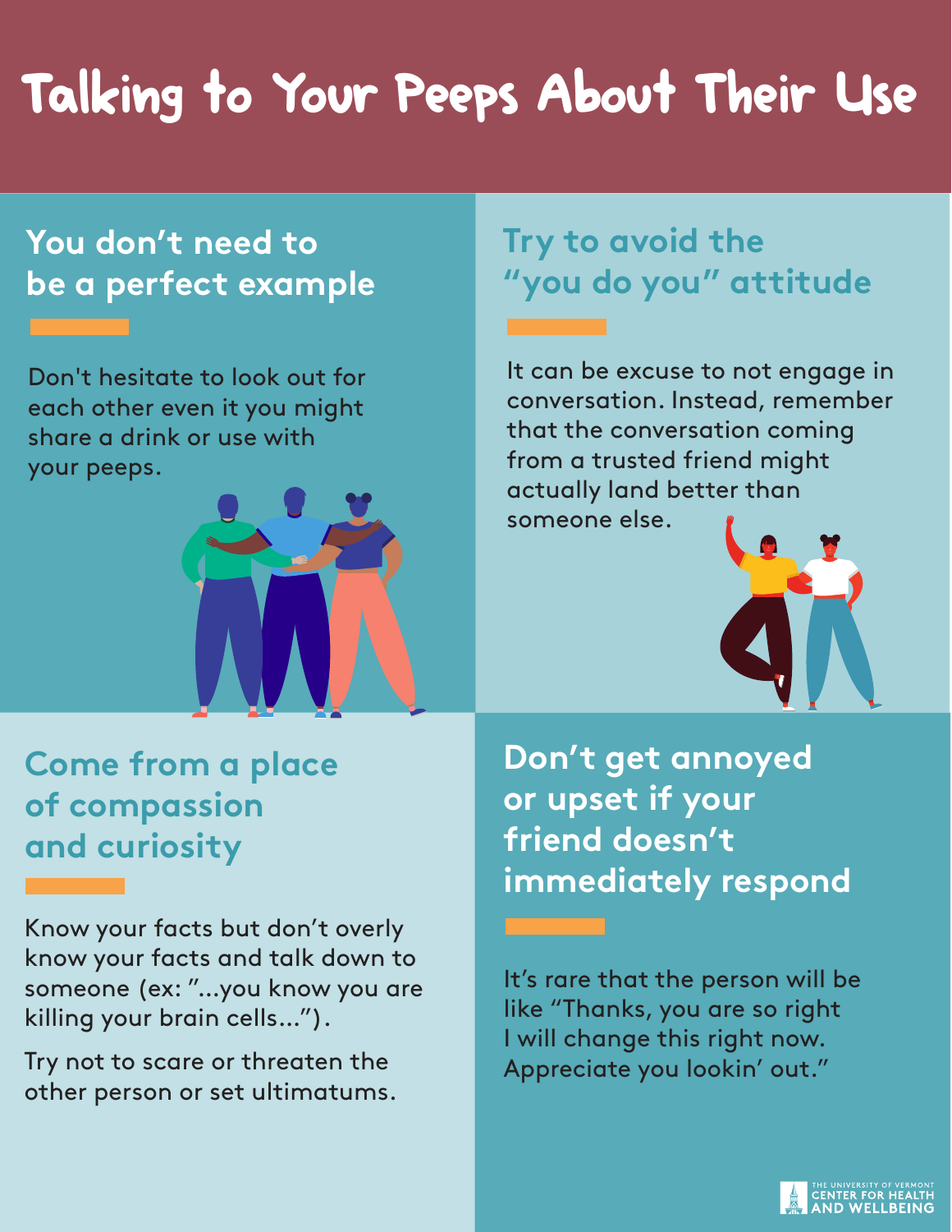# Talking to Your Peeps About Their Use

## You don't need to be a perfect example

Don't hesitate to look out for each other even it you might share a drink or use with your peeps.

## Try to avoid the "you do you" attitude

It can be excuse to not engage in conversation. Instead, remember that the conversation coming from a trusted friend might actually land better than someone else.

## Come from a place of compassion and curiosity

Know your facts but don't overly know your facts and talk down to someone (ex: "...you know you are killing your brain cells...").

Try not to scare or threaten the other person or set ultimatums.

## Don't get annoyed or upset if your friend doesn't immediately respond

It's rare that the person will be like "Thanks, you are so right I will change this right now. Appreciate you lookin' out."

THE UNIVERSITY OF VERMONT CENTER FOR HEALTH AND WELLBEING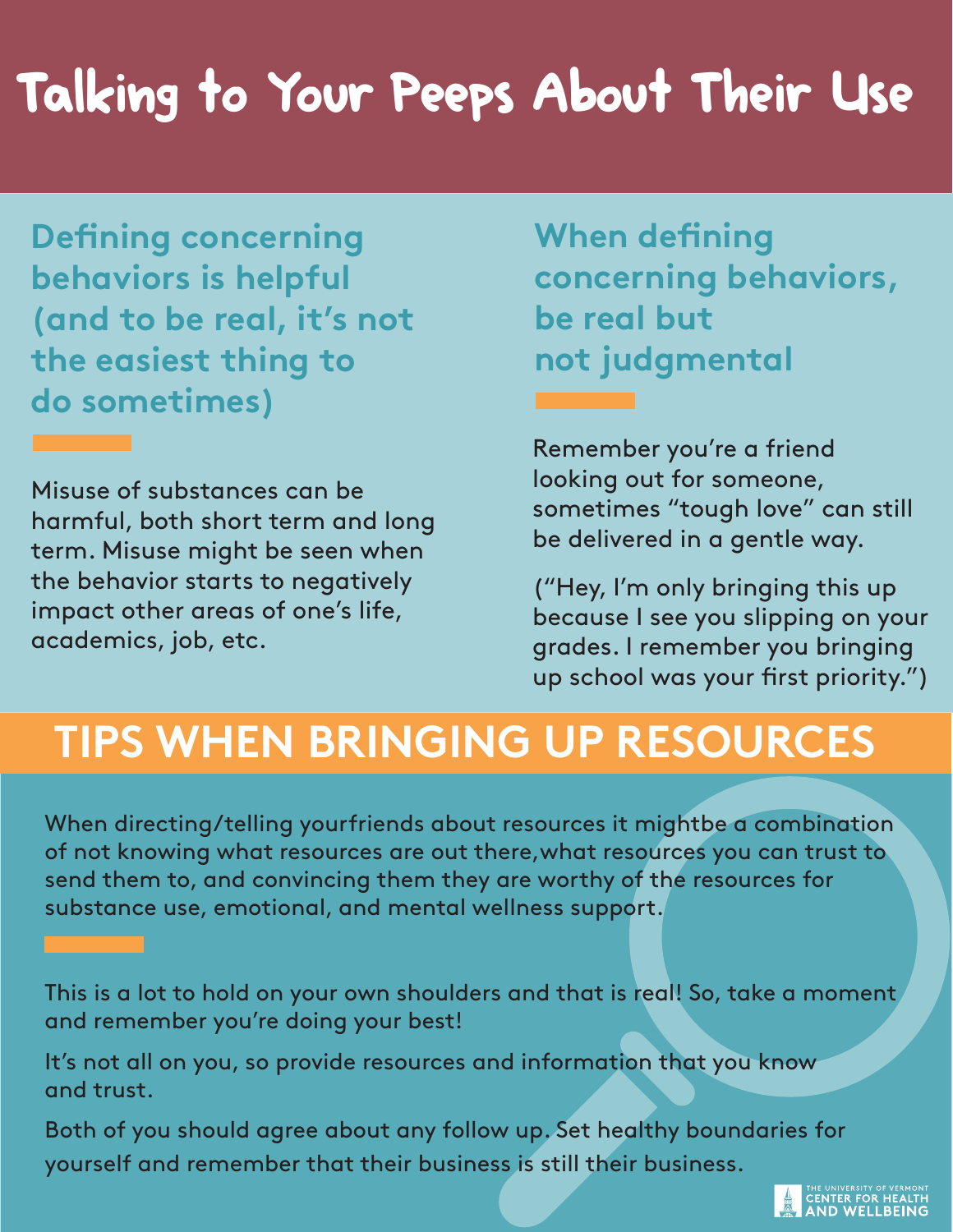# Talking to Your Peeps About Their Use

## Defining concerning behaviors is helpful (and to be real, it's not the easiest thing to do sometimes)

Misuse of substances can be harmful, both short term and long term. Misuse might be seen when the behavior starts to negatively impact other areas of one's life, academics, job, etc.

## When defining concerning behaviors, be real but not judgmental

Remember you're a friend looking out for someone, sometimes "tough love" can still be delivered in a gentle way.

("Hey, I'm only bringing this up because I see you slipping on your grades. I remember you bringing up school was your first priority.")

## TIPS WHEN BRINGING UP RESOURCES

When directing/telling yourfriends about resources it mightbe a combination of not knowing what resources are out there,what resources you can trust to send them to, and convincing them they are worthy of the resources for substance use, emotional, and mental wellness support.

This is a lot to hold on your own shoulders and that is real! So, take a moment and remember you're doing your best!

It's not all on you, so provide resources and information that you know and trust.

Both of you should agree about any follow up. Set healthy boundaries for yourself and remember that their business is still their business.

THE UNIVERSITY OF VERMONT CENTER FOR HEALTH AND WELLBEING